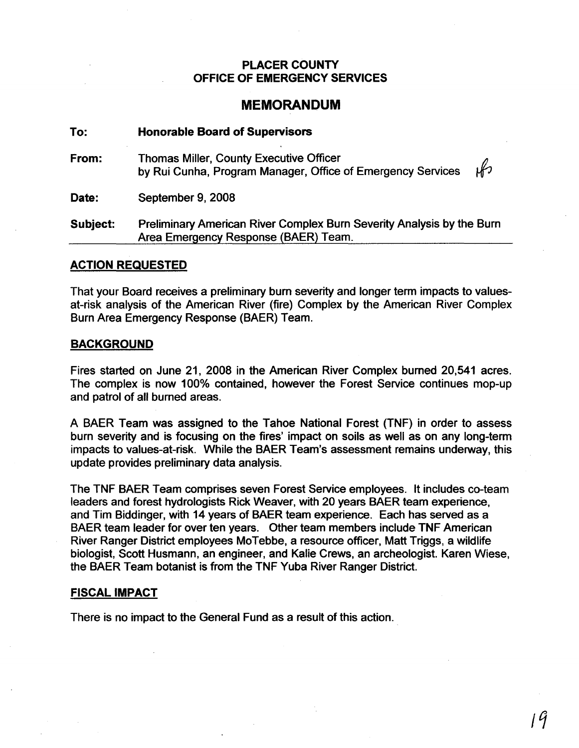# PLACER COUNTY
# OFFICE OF EMERGENCY SERVICES

## MEMORANDUM

**To:** **Honorable Board of Supervisors**

**From:** Thomas Miller, County Executive Officer
by Rui Cunha, Program Manager, Office of Emergency Services

**Date:** September 9, 2008

**Subject:** Preliminary American River Complex Burn Severity Analysis by the Burn Area Emergency Response (BAER) Team.

### ACTION REQUESTED

That your Board receives a preliminary burn severity and longer term impacts to values-at-risk analysis of the American River (fire) Complex by the American River Complex Burn Area Emergency Response (BAER) Team.

### BACKGROUND

Fires started on June 21, 2008 in the American River Complex burned 20,541 acres. The complex is now 100% contained, however the Forest Service continues mop-up and patrol of all burned areas.

A BAER Team was assigned to the Tahoe National Forest (TNF) in order to assess burn severity and is focusing on the fires' impact on soils as well as on any long-term impacts to values-at-risk. While the BAER Team's assessment remains underway, this update provides preliminary data analysis.

The TNF BAER Team comprises seven Forest Service employees. It includes co-team leaders and forest hydrologists Rick Weaver, with 20 years BAER team experience, and Tim Biddinger, with 14 years of BAER team experience. Each has served as a BAER team leader for over ten years. Other team members include TNF American River Ranger District employees MoTebbe, a resource officer, Matt Triggs, a wildlife biologist, Scott Husmann, an engineer, and Kalie Crews, an archeologist. Karen Wiese, the BAER Team botanist is from the TNF Yuba River Ranger District.

### FISCAL IMPACT

There is no impact to the General Fund as a result of this action.